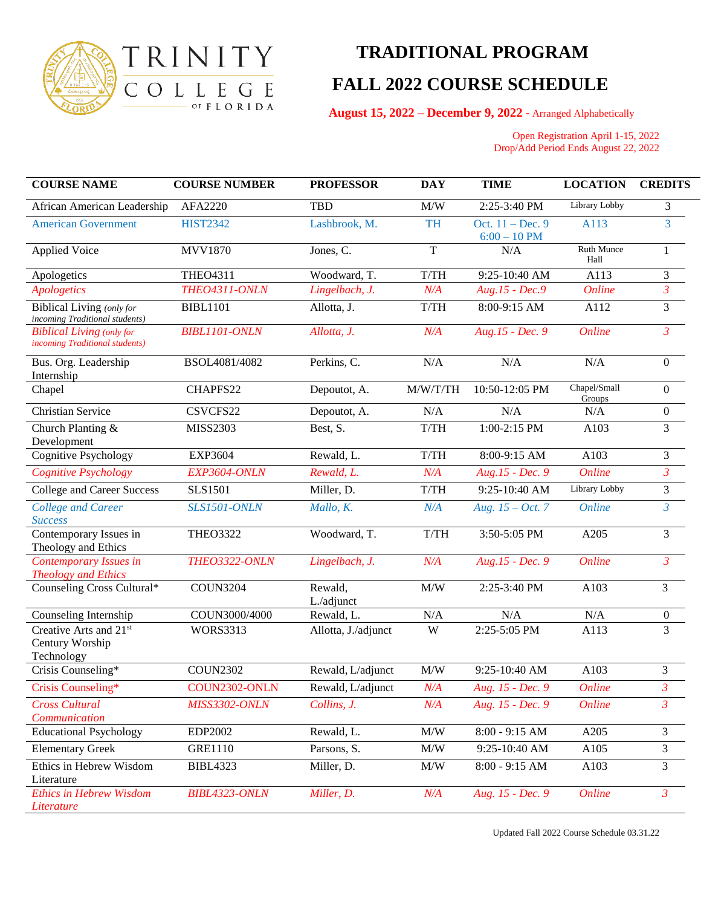# TRINITY COLLEGE OF FLORIDA

# TRADITIONAL PROGRAM

# FALL 2022 COURSE SCHEDULE

**August 15, 2022 – December 9, 2022** - Arranged Alphabetically

Open Registration April 1-15, 2022
Drop/Add Period Ends August 22, 2022

| COURSE NAME | COURSE NUMBER | PROFESSOR | DAY | TIME | LOCATION | CREDITS |
|---|---|---|---|---|---|---|
| African American Leadership | AFA2220 | TBD | M/W | 2:25-3:40 PM | Library Lobby | 3 |
| American Government | HIST2342 | Lashbrook, M. | TH | Oct. 11 – Dec. 9 6:00 – 10 PM | A113 | 3 |
| Applied Voice | MVV1870 | Jones, C. | T | N/A | Ruth Munce Hall | 1 |
| Apologetics | THEO4311 | Woodward, T. | T/TH | 9:25-10:40 AM | A113 | 3 |
| *Apologetics* | *THEO4311-ONLN* | *Lingelbach, J.* | *N/A* | *Aug.15 - Dec.9* | *Online* | *3* |
| Biblical Living *(only for incoming Traditional students)* | BIBL1101 | Allotta, J. | T/TH | 8:00-9:15 AM | A112 | 3 |
| *Biblical Living (only for incoming Traditional students)* | *BIBL1101-ONLN* | *Allotta, J.* | *N/A* | *Aug.15 - Dec. 9* | *Online* | *3* |
| Bus. Org. Leadership Internship | BSOL4081/4082 | Perkins, C. | N/A | N/A | N/A | 0 |
| Chapel | CHAPFS22 | Depoutot, A. | M/W/T/TH | 10:50-12:05 PM | Chapel/Small Groups | 0 |
| Christian Service | CSVCFS22 | Depoutot, A. | N/A | N/A | N/A | 0 |
| Church Planting & Development | MISS2303 | Best, S. | T/TH | 1:00-2:15 PM | A103 | 3 |
| Cognitive Psychology | EXP3604 | Rewald, L. | T/TH | 8:00-9:15 AM | A103 | 3 |
| *Cognitive Psychology* | *EXP3604-ONLN* | *Rewald, L.* | *N/A* | *Aug.15 - Dec. 9* | *Online* | *3* |
| College and Career Success | SLS1501 | Miller, D. | T/TH | 9:25-10:40 AM | Library Lobby | 3 |
| *College and Career Success* | *SLS1501-ONLN* | *Mallo, K.* | *N/A* | *Aug. 15 – Oct. 7* | *Online* | *3* |
| Contemporary Issues in Theology and Ethics | THEO3322 | Woodward, T. | T/TH | 3:50-5:05 PM | A205 | 3 |
| *Contemporary Issues in Theology and Ethics* | *THEO3322-ONLN* | *Lingelbach, J.* | *N/A* | *Aug.15 - Dec. 9* | *Online* | *3* |
| Counseling Cross Cultural* | COUN3204 | Rewald, L./adjunct | M/W | 2:25-3:40 PM | A103 | 3 |
| Counseling Internship | COUN3000/4000 | Rewald, L. | N/A | N/A | N/A | 0 |
| Creative Arts and 21st Century Worship Technology | WORS3313 | Allotta, J./adjunct | W | 2:25-5:05 PM | A113 | 3 |
| Crisis Counseling* | COUN2302 | Rewald, L/adjunct | M/W | 9:25-10:40 AM | A103 | 3 |
| Crisis Counseling* | COUN2302-ONLN | Rewald, L/adjunct | *N/A* | *Aug. 15 - Dec. 9* | *Online* | *3* |
| *Cross Cultural Communication* | *MISS3302-ONLN* | *Collins, J.* | *N/A* | *Aug. 15 - Dec. 9* | *Online* | *3* |
| Educational Psychology | EDP2002 | Rewald, L. | M/W | 8:00 - 9:15 AM | A205 | 3 |
| Elementary Greek | GRE1110 | Parsons, S. | M/W | 9:25-10:40 AM | A105 | 3 |
| Ethics in Hebrew Wisdom Literature | BIBL4323 | Miller, D. | M/W | 8:00 - 9:15 AM | A103 | 3 |
| *Ethics in Hebrew Wisdom Literature* | *BIBL4323-ONLN* | *Miller, D.* | *N/A* | *Aug. 15 - Dec. 9* | *Online* | *3* |

Updated Fall 2022 Course Schedule 03.31.22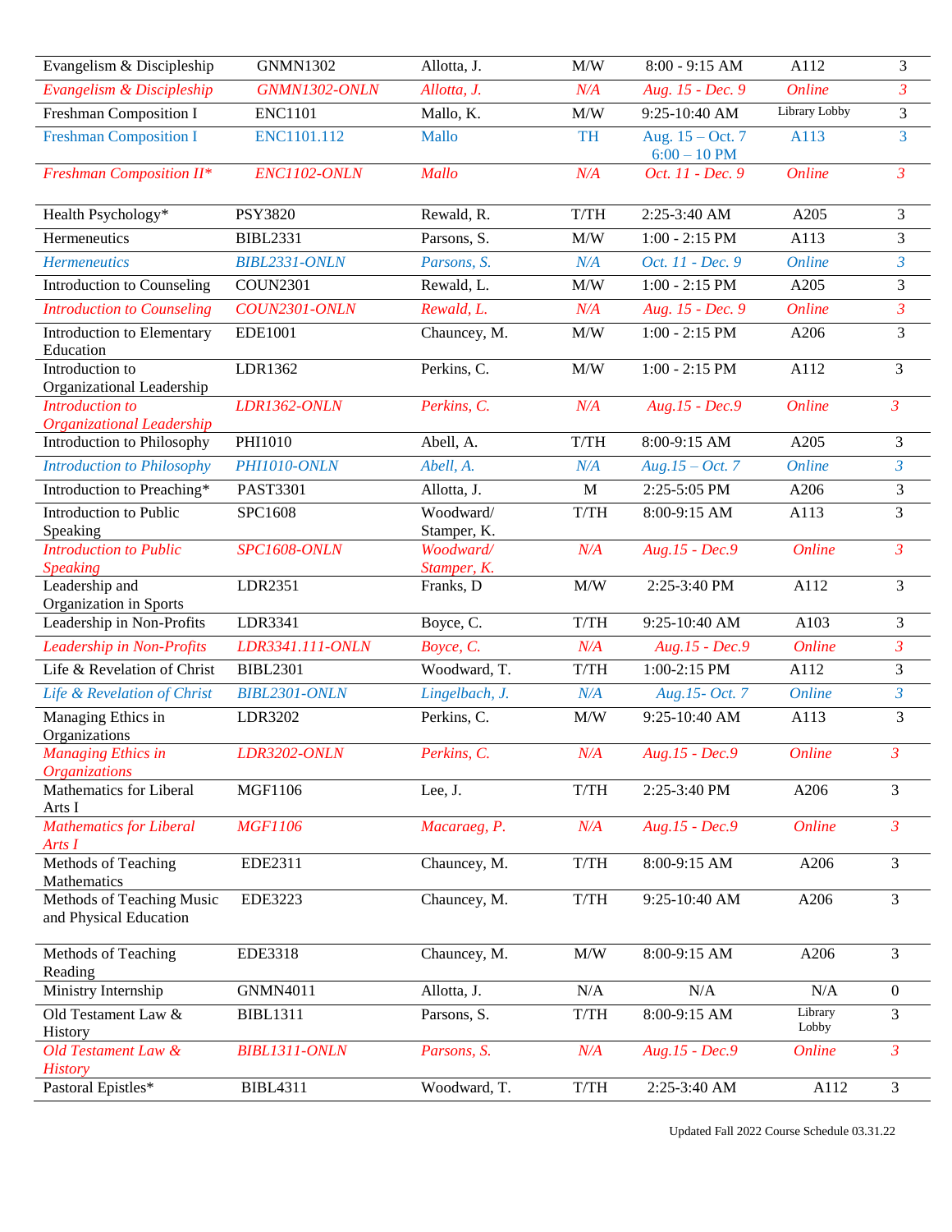| | | | | | | |
|---|---|---|---|---|---|---|
| Evangelism & Discipleship | GNMN1302 | Allotta, J. | M/W | 8:00 - 9:15 AM | A112 | 3 |
| *Evangelism & Discipleship* | *GNMN1302-ONLN* | *Allotta, J.* | *N/A* | *Aug. 15 - Dec. 9* | *Online* | *3* |
| Freshman Composition I | ENC1101 | Mallo, K. | M/W | 9:25-10:40 AM | Library Lobby | 3 |
| Freshman Composition I | ENC1101.112 | Mallo | TH | Aug. 15 – Oct. 7 6:00 – 10 PM | A113 | 3 |
| *Freshman Composition II** | *ENC1102-ONLN* | *Mallo* | *N/A* | *Oct. 11 - Dec. 9* | *Online* | *3* |
| Health Psychology* | PSY3820 | Reward, R. | T/TH | 2:25-3:40 AM | A205 | 3 |
| Hermeneutics | BIBL2331 | Parsons, S. | M/W | 1:00 - 2:15 PM | A113 | 3 |
| *Hermeneutics* | *BIBL2331-ONLN* | *Parsons, S.* | *N/A* | *Oct. 11 - Dec. 9* | *Online* | *3* |
| Introduction to Counseling | COUN2301 | Reward, L. | M/W | 1:00 - 2:15 PM | A205 | 3 |
| *Introduction to Counseling* | *COUN2301-ONLN* | *Reward, L.* | *N/A* | *Aug. 15 - Dec. 9* | *Online* | *3* |
| Introduction to Elementary Education | EDE1001 | Chauncey, M. | M/W | 1:00 - 2:15 PM | A206 | 3 |
| Introduction to Organizational Leadership | LDR1362 | Perkins, C. | M/W | 1:00 - 2:15 PM | A112 | 3 |
| *Introduction to Organizational Leadership* | *LDR1362-ONLN* | *Perkins, C.* | *N/A* | *Aug.15 - Dec.9* | *Online* | *3* |
| Introduction to Philosophy | PHI1010 | Abell, A. | T/TH | 8:00-9:15 AM | A205 | 3 |
| *Introduction to Philosophy* | *PHI1010-ONLN* | *Abell, A.* | *N/A* | *Aug.15 – Oct. 7* | *Online* | *3* |
| Introduction to Preaching* | PAST3301 | Allotta, J. | M | 2:25-5:05 PM | A206 | 3 |
| Introduction to Public Speaking | SPC1608 | Woodward/ Stamper, K. | T/TH | 8:00-9:15 AM | A113 | 3 |
| *Introduction to Public Speaking* | *SPC1608-ONLN* | *Woodward/ Stamper, K.* | *N/A* | *Aug.15 - Dec.9* | *Online* | *3* |
| Leadership and Organization in Sports | LDR2351 | Franks, D | M/W | 2:25-3:40 PM | A112 | 3 |
| Leadership in Non-Profits | LDR3341 | Boyce, C. | T/TH | 9:25-10:40 AM | A103 | 3 |
| *Leadership in Non-Profits* | *LDR3341.111-ONLN* | *Boyce, C.* | *N/A* | *Aug.15 - Dec.9* | *Online* | *3* |
| Life & Revelation of Christ | BIBL2301 | Woodward, T. | T/TH | 1:00-2:15 PM | A112 | 3 |
| *Life & Revelation of Christ* | *BIBL2301-ONLN* | *Lingelbach, J.* | *N/A* | *Aug.15- Oct. 7* | *Online* | *3* |
| Managing Ethics in Organizations | LDR3202 | Perkins, C. | M/W | 9:25-10:40 AM | A113 | 3 |
| *Managing Ethics in Organizations* | *LDR3202-ONLN* | *Perkins, C.* | *N/A* | *Aug.15 - Dec.9* | *Online* | *3* |
| Mathematics for Liberal Arts I | MGF1106 | Lee, J. | T/TH | 2:25-3:40 PM | A206 | 3 |
| *Mathematics for Liberal Arts I* | *MGF1106* | *Macaraeg, P.* | *N/A* | *Aug.15 - Dec.9* | *Online* | *3* |
| Methods of Teaching Mathematics | EDE2311 | Chauncey, M. | T/TH | 8:00-9:15 AM | A206 | 3 |
| Methods of Teaching Music and Physical Education | EDE3223 | Chauncey, M. | T/TH | 9:25-10:40 AM | A206 | 3 |
| Methods of Teaching Reading | EDE3318 | Chauncey, M. | M/W | 8:00-9:15 AM | A206 | 3 |
| Ministry Internship | GNMN4011 | Allotta, J. | N/A | N/A | N/A | 0 |
| Old Testament Law & History | BIBL1311 | Parsons, S. | T/TH | 8:00-9:15 AM | Library Lobby | 3 |
| *Old Testament Law & History* | *BIBL1311-ONLN* | *Parsons, S.* | *N/A* | *Aug.15 - Dec.9* | *Online* | *3* |
| Pastoral Epistles* | BIBL4311 | Woodward, T. | T/TH | 2:25-3:40 AM | A112 | 3 |

Updated Fall 2022 Course Schedule 03.31.22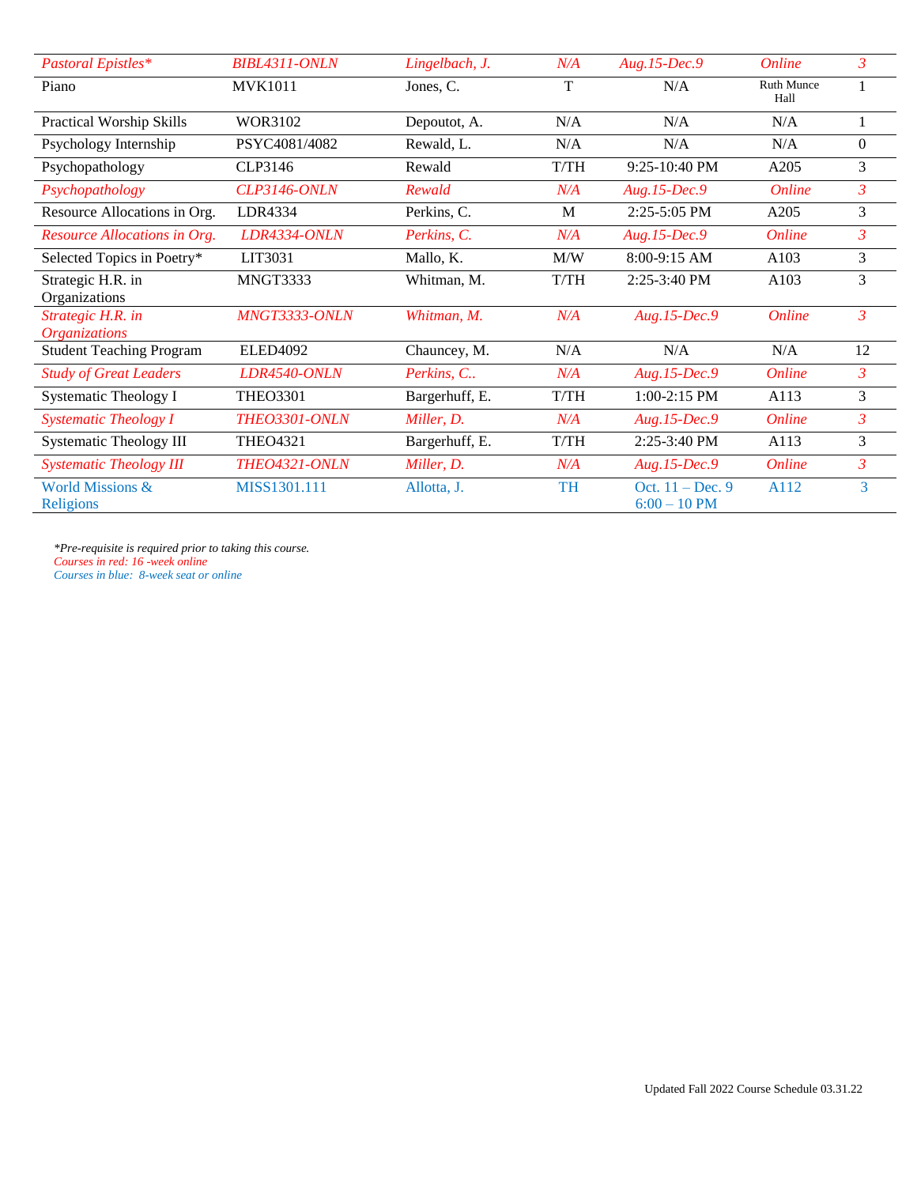| | | | | | | |
|---|---|---|---|---|---|---|
| *Pastoral Epistles** | *BIBL4311-ONLN* | *Lingelbach, J.* | *N/A* | *Aug.15-Dec.9* | *Online* | *3* |
| Piano | MVK1011 | Jones, C. | T | N/A | Ruth Munce Hall | 1 |
| Practical Worship Skills | WOR3102 | Depoutot, A. | N/A | N/A | N/A | 1 |
| Psychology Internship | PSYC4081/4082 | Rewald, L. | N/A | N/A | N/A | 0 |
| Psychopathology | CLP3146 | Rewald | T/TH | 9:25-10:40 PM | A205 | 3 |
| *Psychopathology* | *CLP3146-ONLN* | *Rewald* | *N/A* | *Aug.15-Dec.9* | *Online* | *3* |
| Resource Allocations in Org. | LDR4334 | Perkins, C. | M | 2:25-5:05 PM | A205 | 3 |
| *Resource Allocations in Org.* | *LDR4334-ONLN* | *Perkins, C.* | *N/A* | *Aug.15-Dec.9* | *Online* | *3* |
| Selected Topics in Poetry* | LIT3031 | Mallo, K. | M/W | 8:00-9:15 AM | A103 | 3 |
| Strategic H.R. in Organizations | MNGT3333 | Whitman, M. | T/TH | 2:25-3:40 PM | A103 | 3 |
| *Strategic H.R. in Organizations* | *MNGT3333-ONLN* | *Whitman, M.* | *N/A* | *Aug.15-Dec.9* | *Online* | *3* |
| Student Teaching Program | ELED4092 | Chauncey, M. | N/A | N/A | N/A | 12 |
| *Study of Great Leaders* | *LDR4540-ONLN* | *Perkins, C..* | *N/A* | *Aug.15-Dec.9* | *Online* | *3* |
| Systematic Theology I | THEO3301 | Bargerhuff, E. | T/TH | 1:00-2:15 PM | A113 | 3 |
| *Systematic Theology I* | *THEO3301-ONLN* | *Miller, D.* | *N/A* | *Aug.15-Dec.9* | *Online* | *3* |
| Systematic Theology III | THEO4321 | Bargerhuff, E. | T/TH | 2:25-3:40 PM | A113 | 3 |
| *Systematic Theology III* | *THEO4321-ONLN* | *Miller, D.* | *N/A* | *Aug.15-Dec.9* | *Online* | *3* |
| World Missions & Religions | MISS1301.111 | Allotta, J. | TH | Oct. 11 – Dec. 9 6:00 – 10 PM | A112 | 3 |

*\*Pre-requisite is required prior to taking this course.*
*Courses in red: 16 -week online*
*Courses in blue: 8-week seat or online*

Updated Fall 2022 Course Schedule 03.31.22